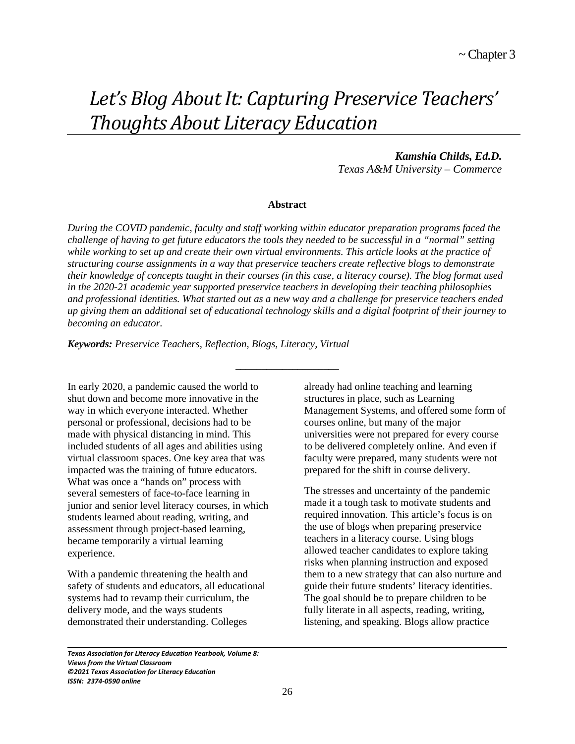~ Chapter 3

# *Let's Blog About It: Capturing Preservice Teachers' Thoughts About Literacy Education*

***Kamshia Childs, Ed.D.***
*Texas A&M University – Commerce*

**Abstract**

*During the COVID pandemic, faculty and staff working within educator preparation programs faced the challenge of having to get future educators the tools they needed to be successful in a "normal" setting while working to set up and create their own virtual environments. This article looks at the practice of structuring course assignments in a way that preservice teachers create reflective blogs to demonstrate their knowledge of concepts taught in their courses (in this case, a literacy course). The blog format used in the 2020-21 academic year supported preservice teachers in developing their teaching philosophies and professional identities. What started out as a new way and a challenge for preservice teachers ended up giving them an additional set of educational technology skills and a digital footprint of their journey to becoming an educator.*

***Keywords:*** *Preservice Teachers, Reflection, Blogs, Literacy, Virtual*

---

In early 2020, a pandemic caused the world to shut down and become more innovative in the way in which everyone interacted. Whether personal or professional, decisions had to be made with physical distancing in mind. This included students of all ages and abilities using virtual classroom spaces. One key area that was impacted was the training of future educators. What was once a "hands on" process with several semesters of face-to-face learning in junior and senior level literacy courses, in which students learned about reading, writing, and assessment through project-based learning, became temporarily a virtual learning experience.

With a pandemic threatening the health and safety of students and educators, all educational systems had to revamp their curriculum, the delivery mode, and the ways students demonstrated their understanding. Colleges already had online teaching and learning structures in place, such as Learning Management Systems, and offered some form of courses online, but many of the major universities were not prepared for every course to be delivered completely online. And even if faculty were prepared, many students were not prepared for the shift in course delivery.

The stresses and uncertainty of the pandemic made it a tough task to motivate students and required innovation. This article's focus is on the use of blogs when preparing preservice teachers in a literacy course. Using blogs allowed teacher candidates to explore taking risks when planning instruction and exposed them to a new strategy that can also nurture and guide their future students' literacy identities. The goal should be to prepare children to be fully literate in all aspects, reading, writing, listening, and speaking. Blogs allow practice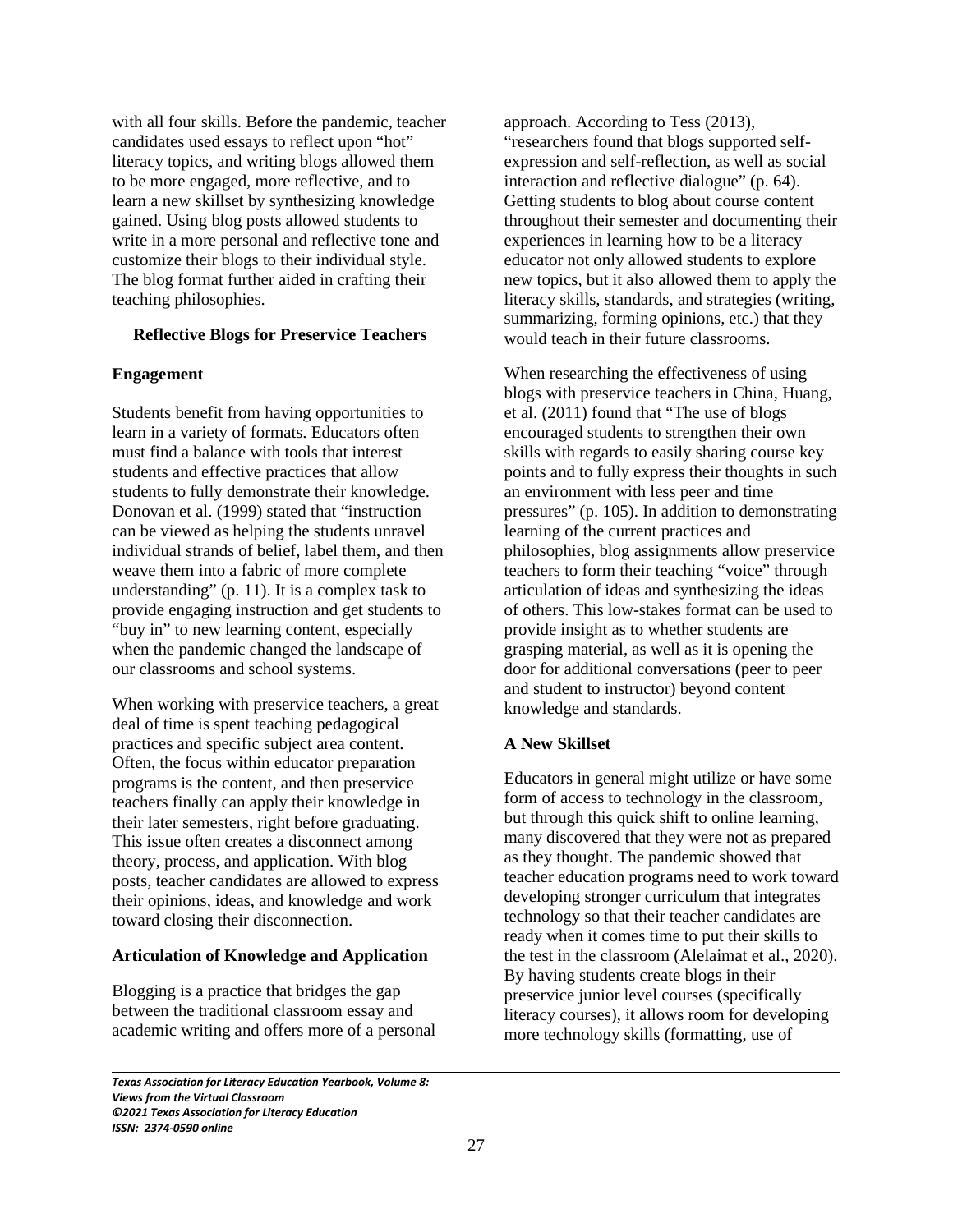with all four skills. Before the pandemic, teacher candidates used essays to reflect upon "hot" literacy topics, and writing blogs allowed them to be more engaged, more reflective, and to learn a new skillset by synthesizing knowledge gained. Using blog posts allowed students to write in a more personal and reflective tone and customize their blogs to their individual style. The blog format further aided in crafting their teaching philosophies.

## Reflective Blogs for Preservice Teachers

### Engagement

Students benefit from having opportunities to learn in a variety of formats. Educators often must find a balance with tools that interest students and effective practices that allow students to fully demonstrate their knowledge. Donovan et al. (1999) stated that "instruction can be viewed as helping the students unravel individual strands of belief, label them, and then weave them into a fabric of more complete understanding" (p. 11). It is a complex task to provide engaging instruction and get students to "buy in" to new learning content, especially when the pandemic changed the landscape of our classrooms and school systems.

When working with preservice teachers, a great deal of time is spent teaching pedagogical practices and specific subject area content. Often, the focus within educator preparation programs is the content, and then preservice teachers finally can apply their knowledge in their later semesters, right before graduating. This issue often creates a disconnect among theory, process, and application. With blog posts, teacher candidates are allowed to express their opinions, ideas, and knowledge and work toward closing their disconnection.

### Articulation of Knowledge and Application

Blogging is a practice that bridges the gap between the traditional classroom essay and academic writing and offers more of a personal approach. According to Tess (2013), "researchers found that blogs supported self-expression and self-reflection, as well as social interaction and reflective dialogue" (p. 64). Getting students to blog about course content throughout their semester and documenting their experiences in learning how to be a literacy educator not only allowed students to explore new topics, but it also allowed them to apply the literacy skills, standards, and strategies (writing, summarizing, forming opinions, etc.) that they would teach in their future classrooms.

When researching the effectiveness of using blogs with preservice teachers in China, Huang, et al. (2011) found that "The use of blogs encouraged students to strengthen their own skills with regards to easily sharing course key points and to fully express their thoughts in such an environment with less peer and time pressures" (p. 105). In addition to demonstrating learning of the current practices and philosophies, blog assignments allow preservice teachers to form their teaching "voice" through articulation of ideas and synthesizing the ideas of others. This low-stakes format can be used to provide insight as to whether students are grasping material, as well as it is opening the door for additional conversations (peer to peer and student to instructor) beyond content knowledge and standards.

### A New Skillset

Educators in general might utilize or have some form of access to technology in the classroom, but through this quick shift to online learning, many discovered that they were not as prepared as they thought. The pandemic showed that teacher education programs need to work toward developing stronger curriculum that integrates technology so that their teacher candidates are ready when it comes time to put their skills to the test in the classroom (Alelaimat et al., 2020). By having students create blogs in their preservice junior level courses (specifically literacy courses), it allows room for developing more technology skills (formatting, use of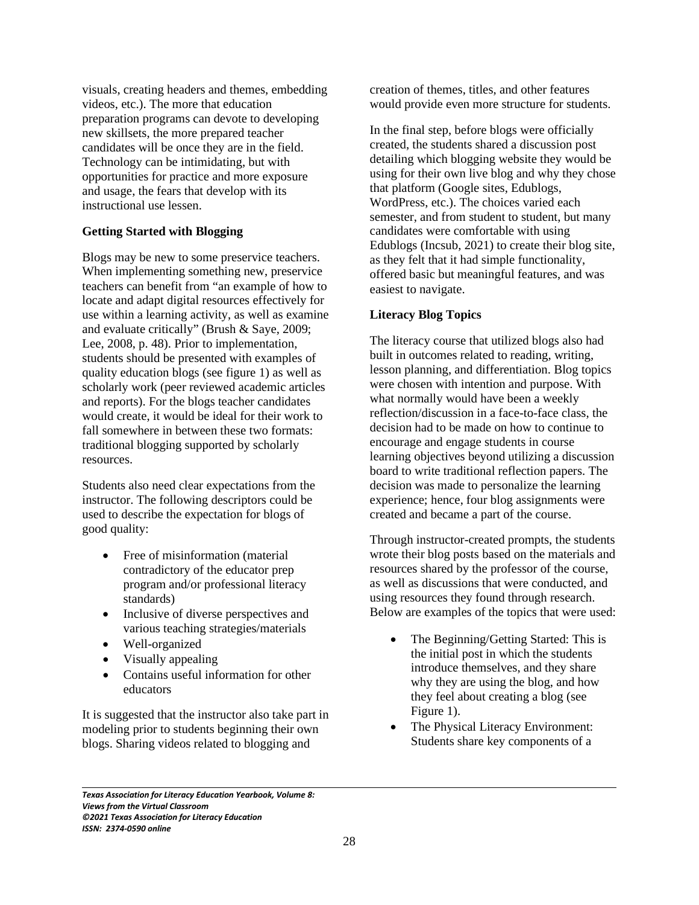visuals, creating headers and themes, embedding videos, etc.). The more that education preparation programs can devote to developing new skillsets, the more prepared teacher candidates will be once they are in the field. Technology can be intimidating, but with opportunities for practice and more exposure and usage, the fears that develop with its instructional use lessen.

**Getting Started with Blogging**

Blogs may be new to some preservice teachers. When implementing something new, preservice teachers can benefit from "an example of how to locate and adapt digital resources effectively for use within a learning activity, as well as examine and evaluate critically" (Brush & Saye, 2009; Lee, 2008, p. 48). Prior to implementation, students should be presented with examples of quality education blogs (see figure 1) as well as scholarly work (peer reviewed academic articles and reports). For the blogs teacher candidates would create, it would be ideal for their work to fall somewhere in between these two formats: traditional blogging supported by scholarly resources.

Students also need clear expectations from the instructor. The following descriptors could be used to describe the expectation for blogs of good quality:

- Free of misinformation (material contradictory of the educator prep program and/or professional literacy standards)
- Inclusive of diverse perspectives and various teaching strategies/materials
- Well-organized
- Visually appealing
- Contains useful information for other educators

It is suggested that the instructor also take part in modeling prior to students beginning their own blogs. Sharing videos related to blogging and creation of themes, titles, and other features would provide even more structure for students.

In the final step, before blogs were officially created, the students shared a discussion post detailing which blogging website they would be using for their own live blog and why they chose that platform (Google sites, Edublogs, WordPress, etc.). The choices varied each semester, and from student to student, but many candidates were comfortable with using Edublogs (Incsub, 2021) to create their blog site, as they felt that it had simple functionality, offered basic but meaningful features, and was easiest to navigate.

**Literacy Blog Topics**

The literacy course that utilized blogs also had built in outcomes related to reading, writing, lesson planning, and differentiation. Blog topics were chosen with intention and purpose. With what normally would have been a weekly reflection/discussion in a face-to-face class, the decision had to be made on how to continue to encourage and engage students in course learning objectives beyond utilizing a discussion board to write traditional reflection papers. The decision was made to personalize the learning experience; hence, four blog assignments were created and became a part of the course.

Through instructor-created prompts, the students wrote their blog posts based on the materials and resources shared by the professor of the course, as well as discussions that were conducted, and using resources they found through research. Below are examples of the topics that were used:

- The Beginning/Getting Started: This is the initial post in which the students introduce themselves, and they share why they are using the blog, and how they feel about creating a blog (see Figure 1).
- The Physical Literacy Environment: Students share key components of a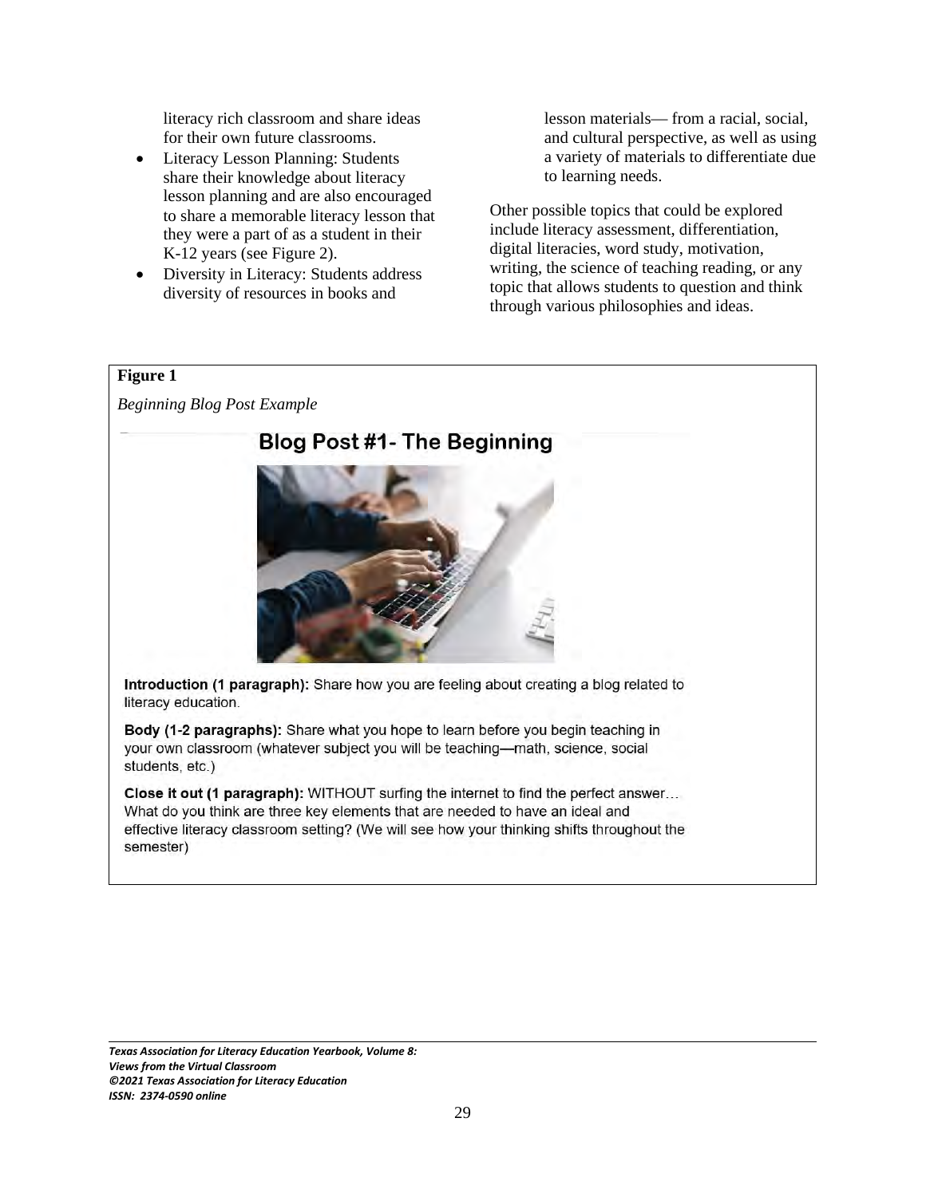literacy rich classroom and share ideas for their own future classrooms.

- Literacy Lesson Planning: Students share their knowledge about literacy lesson planning and are also encouraged to share a memorable literacy lesson that they were a part of as a student in their K-12 years (see Figure 2).
- Diversity in Literacy: Students address diversity of resources in books and lesson materials— from a racial, social, and cultural perspective, as well as using a variety of materials to differentiate due to learning needs.

Other possible topics that could be explored include literacy assessment, differentiation, digital literacies, word study, motivation, writing, the science of teaching reading, or any topic that allows students to question and think through various philosophies and ideas.

**Figure 1**

*Beginning Blog Post Example*

**Blog Post #1- The Beginning**

**Introduction (1 paragraph):** Share how you are feeling about creating a blog related to literacy education.

**Body (1-2 paragraphs):** Share what you hope to learn before you begin teaching in your own classroom (whatever subject you will be teaching—math, science, social students, etc.)

**Close it out (1 paragraph):** WITHOUT surfing the internet to find the perfect answer… What do you think are three key elements that are needed to have an ideal and effective literacy classroom setting? (We will see how your thinking shifts throughout the semester)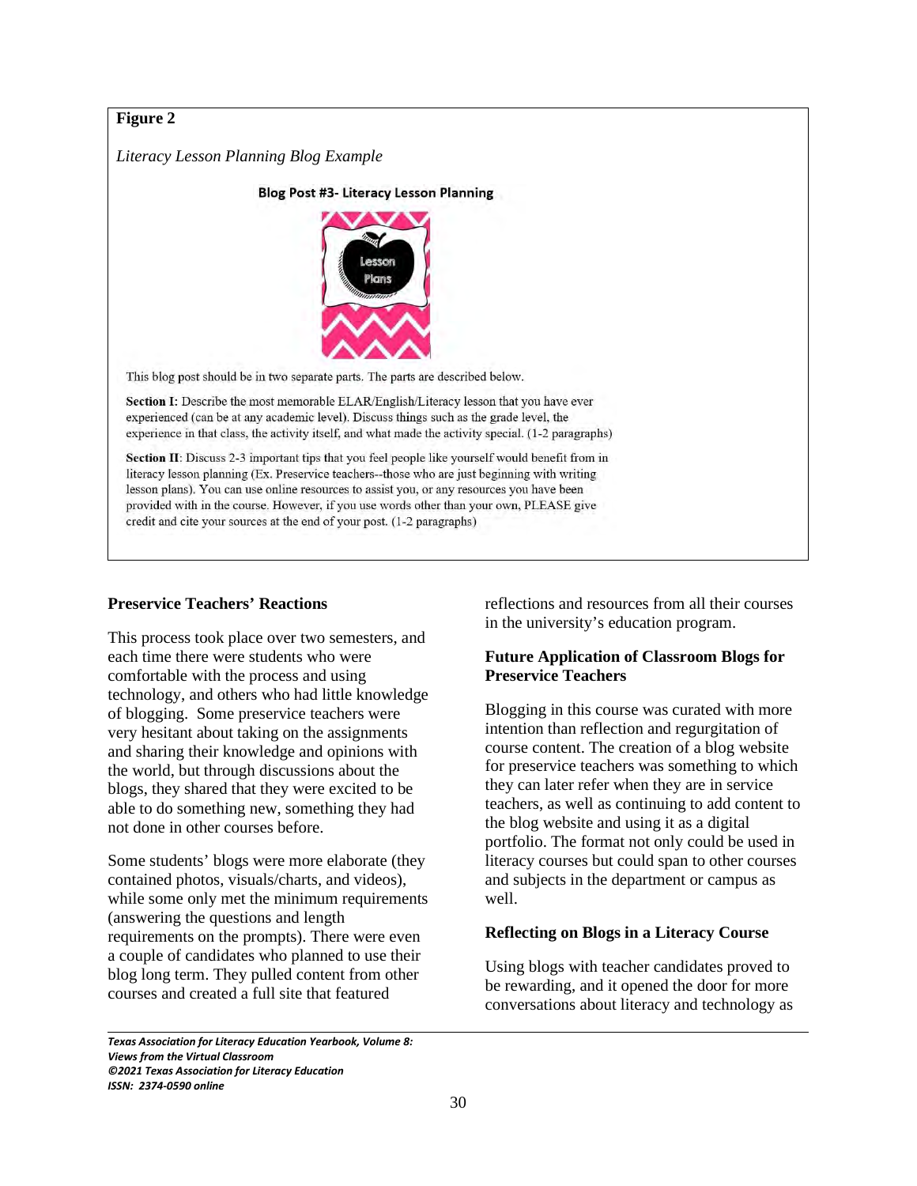**Figure 2**

*Literacy Lesson Planning Blog Example*

**Blog Post #3- Literacy Lesson Planning**

This blog post should be in two separate parts. The parts are described below.

**Section I**: Describe the most memorable ELAR/English/Literacy lesson that you have ever experienced (can be at any academic level). Discuss things such as the grade level, the experience in that class, the activity itself, and what made the activity special. (1-2 paragraphs)

**Section II**: Discuss 2-3 important tips that you feel people like yourself would benefit from in literacy lesson planning (Ex. Preservice teachers--those who are just beginning with writing lesson plans). You can use online resources to assist you, or any resources you have been provided with in the course. However, if you use words other than your own, PLEASE give credit and cite your sources at the end of your post. (1-2 paragraphs)

### Preservice Teachers' Reactions

This process took place over two semesters, and each time there were students who were comfortable with the process and using technology, and others who had little knowledge of blogging. Some preservice teachers were very hesitant about taking on the assignments and sharing their knowledge and opinions with the world, but through discussions about the blogs, they shared that they were excited to be able to do something new, something they had not done in other courses before.

Some students' blogs were more elaborate (they contained photos, visuals/charts, and videos), while some only met the minimum requirements (answering the questions and length requirements on the prompts). There were even a couple of candidates who planned to use their blog long term. They pulled content from other courses and created a full site that featured reflections and resources from all their courses in the university's education program.

### Future Application of Classroom Blogs for Preservice Teachers

Blogging in this course was curated with more intention than reflection and regurgitation of course content. The creation of a blog website for preservice teachers was something to which they can later refer when they are in service teachers, as well as continuing to add content to the blog website and using it as a digital portfolio. The format not only could be used in literacy courses but could span to other courses and subjects in the department or campus as well.

### Reflecting on Blogs in a Literacy Course

Using blogs with teacher candidates proved to be rewarding, and it opened the door for more conversations about literacy and technology as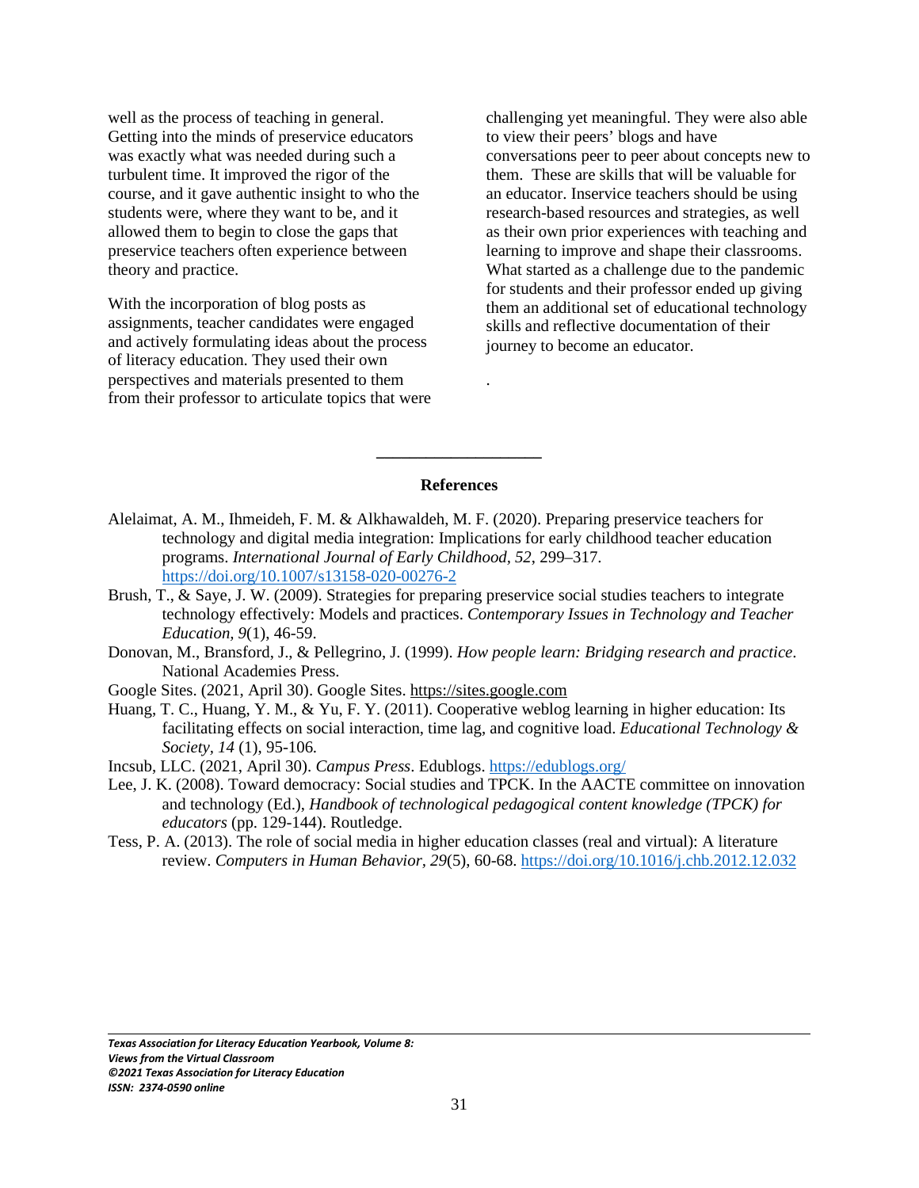well as the process of teaching in general. Getting into the minds of preservice educators was exactly what was needed during such a turbulent time. It improved the rigor of the course, and it gave authentic insight to who the students were, where they want to be, and it allowed them to begin to close the gaps that preservice teachers often experience between theory and practice.

With the incorporation of blog posts as assignments, teacher candidates were engaged and actively formulating ideas about the process of literacy education. They used their own perspectives and materials presented to them from their professor to articulate topics that were challenging yet meaningful. They were also able to view their peers' blogs and have conversations peer to peer about concepts new to them. These are skills that will be valuable for an educator. Inservice teachers should be using research-based resources and strategies, as well as their own prior experiences with teaching and learning to improve and shape their classrooms. What started as a challenge due to the pandemic for students and their professor ended up giving them an additional set of educational technology skills and reflective documentation of their journey to become an educator.

.

---

## References

Alelaimat, A. M., Ihmeideh, F. M. & Alkhawaldeh, M. F. (2020). Preparing preservice teachers for technology and digital media integration: Implications for early childhood teacher education programs. *International Journal of Early Childhood, 52*, 299–317. https://doi.org/10.1007/s13158-020-00276-2

Brush, T., & Saye, J. W. (2009). Strategies for preparing preservice social studies teachers to integrate technology effectively: Models and practices. *Contemporary Issues in Technology and Teacher Education, 9*(1), 46-59.

Donovan, M., Bransford, J., & Pellegrino, J. (1999). *How people learn: Bridging research and practice*. National Academies Press.

Google Sites. (2021, April 30). Google Sites. https://sites.google.com

Huang, T. C., Huang, Y. M., & Yu, F. Y. (2011). Cooperative weblog learning in higher education: Its facilitating effects on social interaction, time lag, and cognitive load. *Educational Technology & Society, 14* (1), 95-106.

Incsub, LLC. (2021, April 30). *Campus Press*. Edublogs. https://edublogs.org/

Lee, J. K. (2008). Toward democracy: Social studies and TPCK. In the AACTE committee on innovation and technology (Ed.), *Handbook of technological pedagogical content knowledge (TPCK) for educators* (pp. 129-144). Routledge.

Tess, P. A. (2013). The role of social media in higher education classes (real and virtual): A literature review. *Computers in Human Behavior, 29*(5), 60-68. https://doi.org/10.1016/j.chb.2012.12.032